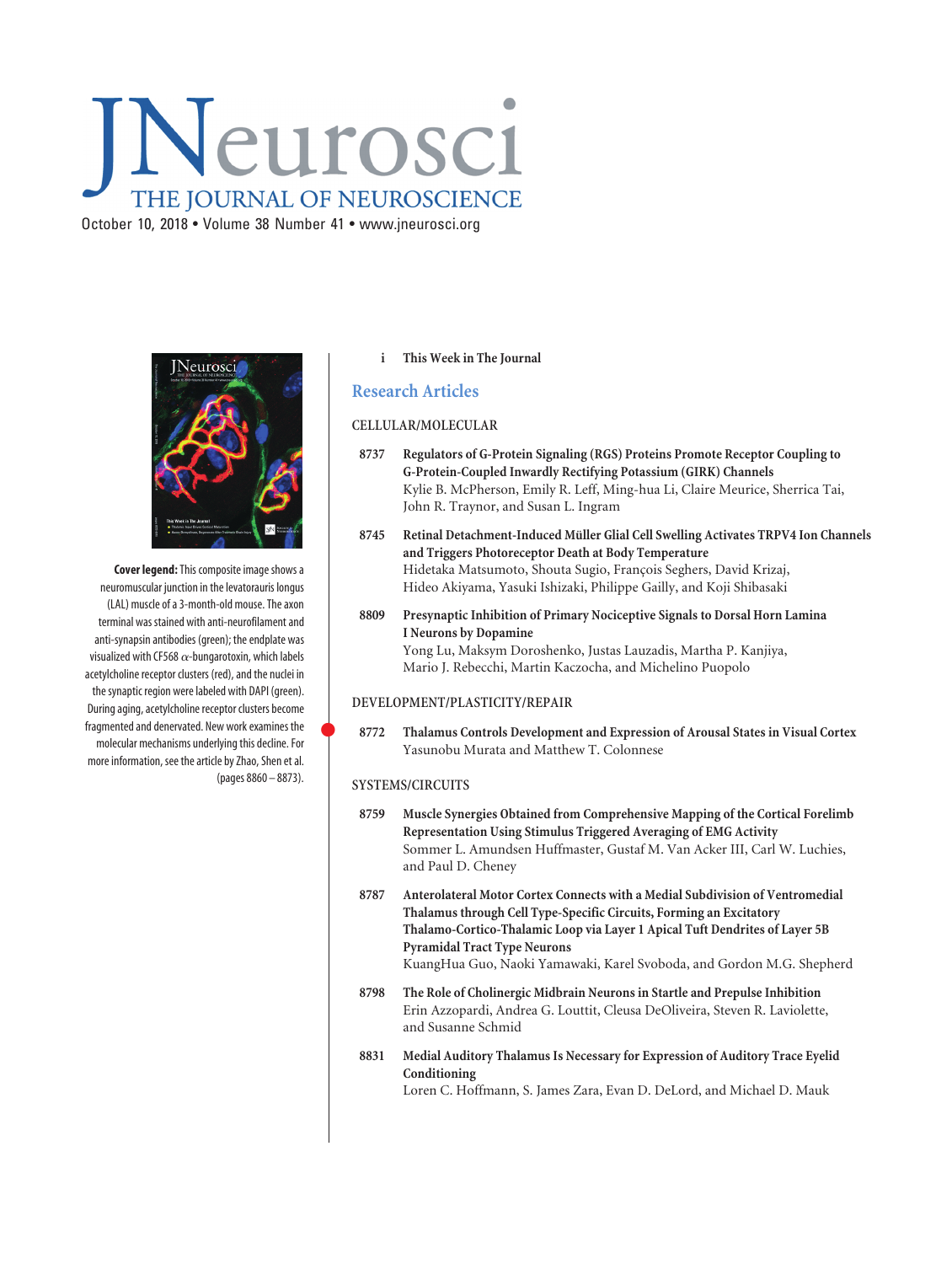# JNeurosci

## THE JOURNAL OF NEUROSCIENCE

October 10, 2018 • Volume 38 Number 41 • www.jneurosci.org

**Cover legend:** This composite image shows a neuromuscular junction in the levatorauris longus (LAL) muscle of a 3-month-old mouse. The axon terminal was stained with anti-neurofilament and anti-synapsin antibodies (green); the endplate was visualized with CF568 $\alpha$-bungarotoxin, which labels acetylcholine receptor clusters (red), and the nuclei in the synaptic region were labeled with DAPI (green). During aging, acetylcholine receptor clusters become fragmented and denervated. New work examines the molecular mechanisms underlying this decline. For more information, see the article by Zhao, Shen et al. (pages 8860 – 8873).

i **This Week in The Journal**

## Research Articles

### CELLULAR/MOLECULAR

8737 **Regulators of G-Protein Signaling (RGS) Proteins Promote Receptor Coupling to G-Protein-Coupled Inwardly Rectifying Potassium (GIRK) Channels**
Kylie B. McPherson, Emily R. Leff, Ming-hua Li, Claire Meurice, Sherrica Tai, John R. Traynor, and Susan L. Ingram

8745 **Retinal Detachment-Induced Müller Glial Cell Swelling Activates TRPV4 Ion Channels and Triggers Photoreceptor Death at Body Temperature**
Hidetaka Matsumoto, Shouta Sugio, François Seghers, David Krizaj, Hideo Akiyama, Yasuki Ishizaki, Philippe Gailly, and Koji Shibasaki

8809 **Presynaptic Inhibition of Primary Nociceptive Signals to Dorsal Horn Lamina I Neurons by Dopamine**
Yong Lu, Maksym Doroshenko, Justas Lauzadis, Martha P. Kanjiya, Mario J. Rebecchi, Martin Kaczocha, and Michelino Puopolo

### DEVELOPMENT/PLASTICITY/REPAIR

8772 **Thalamus Controls Development and Expression of Arousal States in Visual Cortex**
Yasunobu Murata and Matthew T. Colonnese

### SYSTEMS/CIRCUITS

8759 **Muscle Synergies Obtained from Comprehensive Mapping of the Cortical Forelimb Representation Using Stimulus Triggered Averaging of EMG Activity**
Sommer L. Amundsen Huffmaster, Gustaf M. Van Acker III, Carl W. Luchies, and Paul D. Cheney

8787 **Anterolateral Motor Cortex Connects with a Medial Subdivision of Ventromedial Thalamus through Cell Type-Specific Circuits, Forming an Excitatory Thalamo-Cortico-Thalamic Loop via Layer 1 Apical Tuft Dendrites of Layer 5B Pyramidal Tract Type Neurons**
KuangHua Guo, Naoki Yamawaki, Karel Svoboda, and Gordon M.G. Shepherd

8798 **The Role of Cholinergic Midbrain Neurons in Startle and Prepulse Inhibition**
Erin Azzopardi, Andrea G. Louttit, Cleusa DeOliveira, Steven R. Laviolette, and Susanne Schmid

8831 **Medial Auditory Thalamus Is Necessary for Expression of Auditory Trace Eyelid Conditioning**
Loren C. Hoffmann, S. James Zara, Evan D. DeLord, and Michael D. Mauk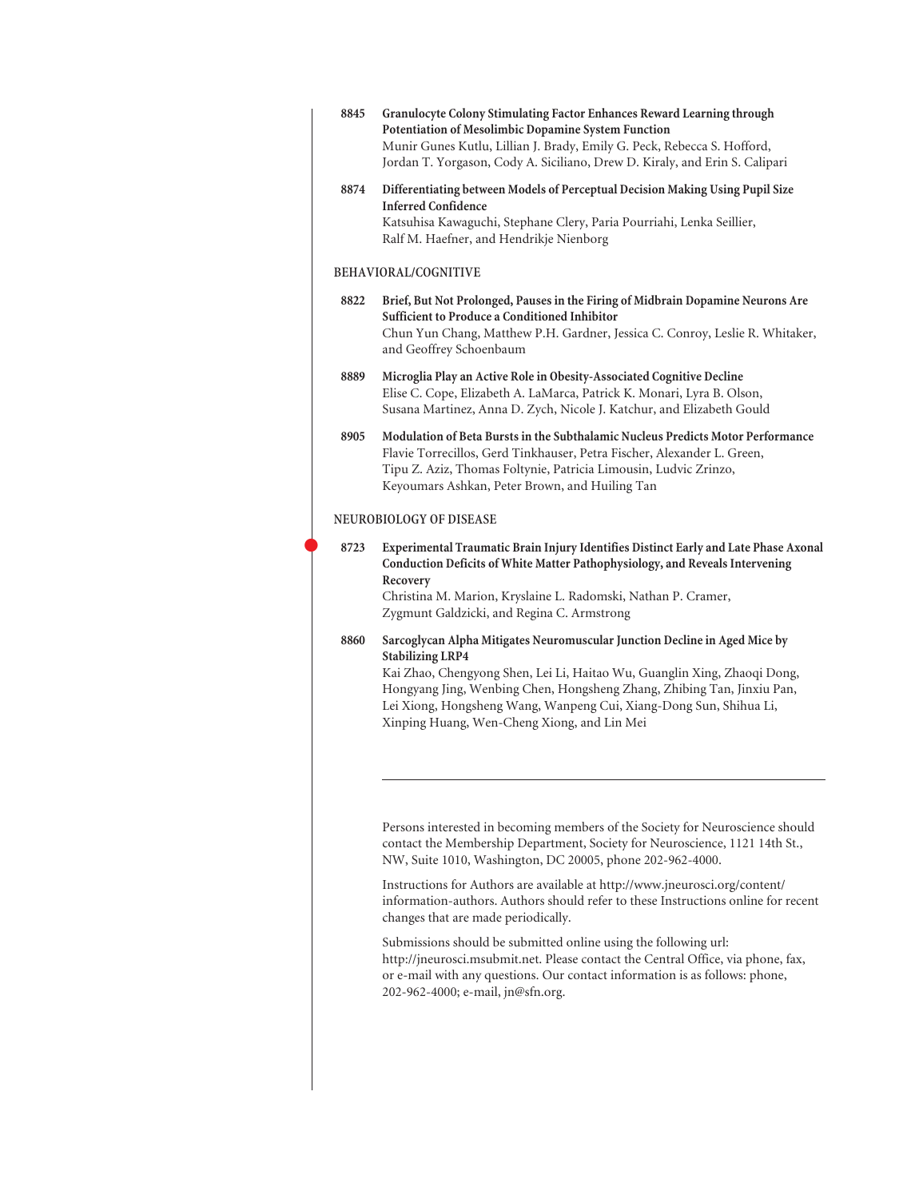**8845 Granulocyte Colony Stimulating Factor Enhances Reward Learning through Potentiation of Mesolimbic Dopamine System Function**
Munir Gunes Kutlu, Lillian J. Brady, Emily G. Peck, Rebecca S. Hofford, Jordan T. Yorgason, Cody A. Siciliano, Drew D. Kiraly, and Erin S. Calipari

**8874 Differentiating between Models of Perceptual Decision Making Using Pupil Size Inferred Confidence**
Katsuhisa Kawaguchi, Stephane Clery, Paria Pourriahi, Lenka Seillier, Ralf M. Haefner, and Hendrikje Nienborg

## BEHAVIORAL/COGNITIVE

**8822 Brief, But Not Prolonged, Pauses in the Firing of Midbrain Dopamine Neurons Are Sufficient to Produce a Conditioned Inhibitor**
Chun Yun Chang, Matthew P.H. Gardner, Jessica C. Conroy, Leslie R. Whitaker, and Geoffrey Schoenbaum

**8889 Microglia Play an Active Role in Obesity-Associated Cognitive Decline**
Elise C. Cope, Elizabeth A. LaMarca, Patrick K. Monari, Lyra B. Olson, Susana Martinez, Anna D. Zych, Nicole J. Katchur, and Elizabeth Gould

**8905 Modulation of Beta Bursts in the Subthalamic Nucleus Predicts Motor Performance**
Flavie Torrecillos, Gerd Tinkhauser, Petra Fischer, Alexander L. Green, Tipu Z. Aziz, Thomas Foltynie, Patricia Limousin, Ludvic Zrinzo, Keyoumars Ashkan, Peter Brown, and Huiling Tan

## NEUROBIOLOGY OF DISEASE

**8723 Experimental Traumatic Brain Injury Identifies Distinct Early and Late Phase Axonal Conduction Deficits of White Matter Pathophysiology, and Reveals Intervening Recovery**
Christina M. Marion, Kryslaine L. Radomski, Nathan P. Cramer, Zygmunt Galdzicki, and Regina C. Armstrong

**8860 Sarcoglycan Alpha Mitigates Neuromuscular Junction Decline in Aged Mice by Stabilizing LRP4**
Kai Zhao, Chengyong Shen, Lei Li, Haitao Wu, Guanglin Xing, Zhaoqi Dong, Hongyang Jing, Wenbing Chen, Hongsheng Zhang, Zhibing Tan, Jinxiu Pan, Lei Xiong, Hongsheng Wang, Wanpeng Cui, Xiang-Dong Sun, Shihua Li, Xinping Huang, Wen-Cheng Xiong, and Lin Mei

---

Persons interested in becoming members of the Society for Neuroscience should contact the Membership Department, Society for Neuroscience, 1121 14th St., NW, Suite 1010, Washington, DC 20005, phone 202-962-4000.

Instructions for Authors are available at http://www.jneurosci.org/content/information-authors. Authors should refer to these Instructions online for recent changes that are made periodically.

Submissions should be submitted online using the following url: http://jneurosci.msubmit.net. Please contact the Central Office, via phone, fax, or e-mail with any questions. Our contact information is as follows: phone, 202-962-4000; e-mail, jn@sfn.org.